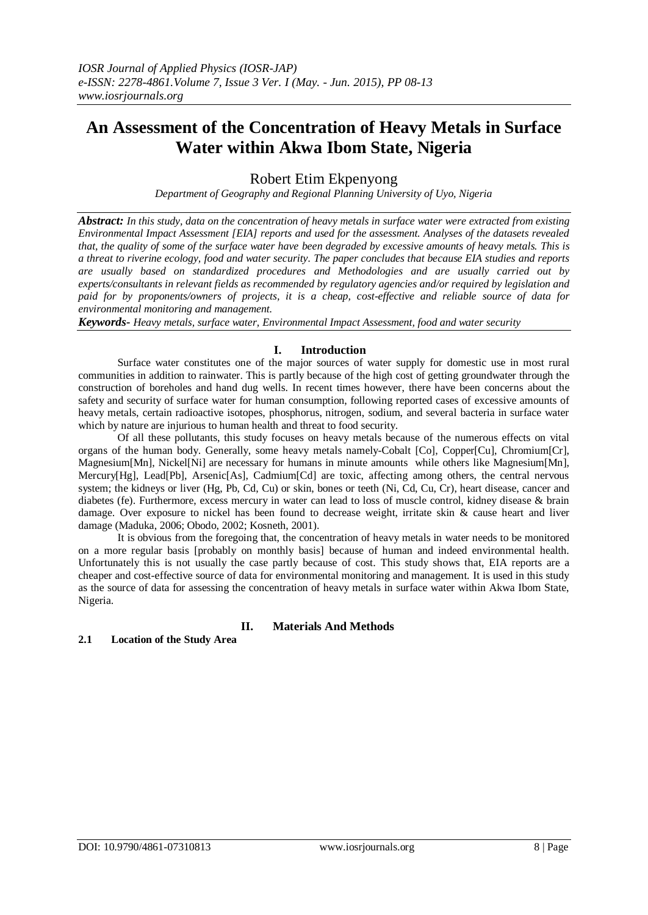# An Assessment of the Concentration of Heavy Metals in Surface Water within Akwa Ibom State, Nigeria

Robert Etim Ekpenyong

*Department of Geography and Regional Planning University of Uyo, Nigeria*

***Abstract:*** *In this study, data on the concentration of heavy metals in surface water were extracted from existing Environmental Impact Assessment [EIA] reports and used for the assessment. Analyses of the datasets revealed that, the quality of some of the surface water have been degraded by excessive amounts of heavy metals. This is a threat to riverine ecology, food and water security. The paper concludes that because EIA studies and reports are usually based on standardized procedures and Methodologies and are usually carried out by experts/consultants in relevant fields as recommended by regulatory agencies and/or required by legislation and paid for by proponents/owners of projects, it is a cheap, cost-effective and reliable source of data for environmental monitoring and management.*

***Keywords-*** *Heavy metals, surface water, Environmental Impact Assessment, food and water security*

## I. Introduction

Surface water constitutes one of the major sources of water supply for domestic use in most rural communities in addition to rainwater. This is partly because of the high cost of getting groundwater through the construction of boreholes and hand dug wells. In recent times however, there have been concerns about the safety and security of surface water for human consumption, following reported cases of excessive amounts of heavy metals, certain radioactive isotopes, phosphorus, nitrogen, sodium, and several bacteria in surface water which by nature are injurious to human health and threat to food security.

Of all these pollutants, this study focuses on heavy metals because of the numerous effects on vital organs of the human body. Generally, some heavy metals namely-Cobalt [Co], Copper[Cu], Chromium[Cr], Magnesium[Mn], Nickel[Ni] are necessary for humans in minute amounts while others like Magnesium[Mn], Mercury[Hg], Lead[Pb], Arsenic[As], Cadmium[Cd] are toxic, affecting among others, the central nervous system; the kidneys or liver (Hg, Pb, Cd, Cu) or skin, bones or teeth (Ni, Cd, Cu, Cr), heart disease, cancer and diabetes (fe). Furthermore, excess mercury in water can lead to loss of muscle control, kidney disease & brain damage. Over exposure to nickel has been found to decrease weight, irritate skin & cause heart and liver damage (Maduka, 2006; Obodo, 2002; Kosneth, 2001).

It is obvious from the foregoing that, the concentration of heavy metals in water needs to be monitored on a more regular basis [probably on monthly basis] because of human and indeed environmental health. Unfortunately this is not usually the case partly because of cost. This study shows that, EIA reports are a cheaper and cost-effective source of data for environmental monitoring and management. It is used in this study as the source of data for assessing the concentration of heavy metals in surface water within Akwa Ibom State, Nigeria.

## II. Materials And Methods

### 2.1 Location of the Study Area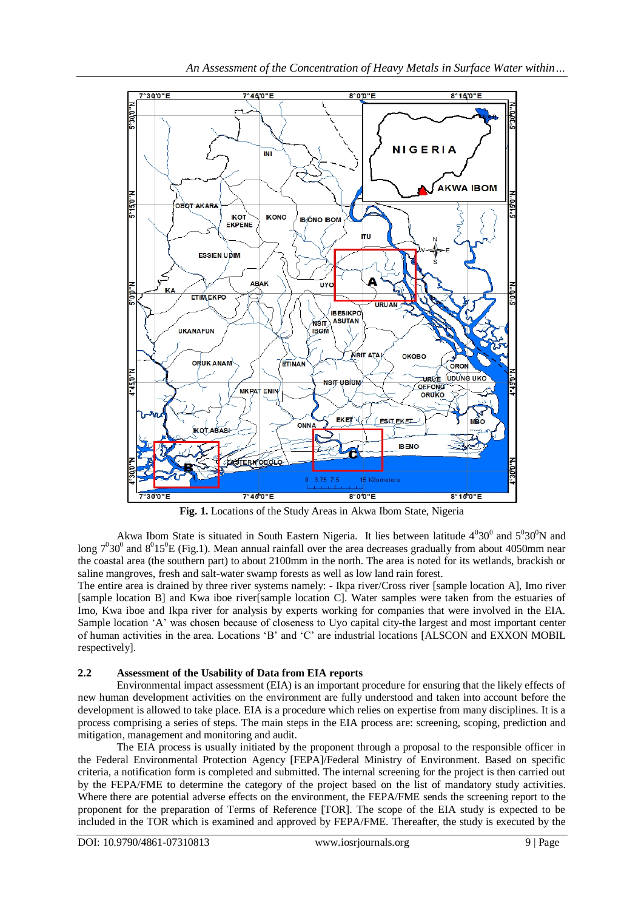**Fig. 1.** Locations of the Study Areas in Akwa Ibom State, Nigeria

Akwa Ibom State is situated in South Eastern Nigeria. It lies between latitude $4^0 30^0$ and $5^0 30^0$N and long $7^0 30^0$ and $8^0 15^0$E (Fig.1). Mean annual rainfall over the area decreases gradually from about 4050mm near the coastal area (the southern part) to about 2100mm in the north. The area is noted for its wetlands, brackish or saline mangroves, fresh and salt-water swamp forests as well as low land rain forest.

The entire area is drained by three river systems namely: - Ikpa river/Cross river [sample location A], Imo river [sample location B] and Kwa iboe river[sample location C]. Water samples were taken from the estuaries of Imo, Kwa iboe and Ikpa river for analysis by experts working for companies that were involved in the EIA. Sample location 'A' was chosen because of closeness to Uyo capital city-the largest and most important center of human activities in the area. Locations 'B' and 'C' are industrial locations [ALSCON and EXXON MOBIL respectively].

### 2.2 Assessment of the Usability of Data from EIA reports

Environmental impact assessment (EIA) is an important procedure for ensuring that the likely effects of new human development activities on the environment are fully understood and taken into account before the development is allowed to take place. EIA is a procedure which relies on expertise from many disciplines. It is a process comprising a series of steps. The main steps in the EIA process are: screening, scoping, prediction and mitigation, management and monitoring and audit.

The EIA process is usually initiated by the proponent through a proposal to the responsible officer in the Federal Environmental Protection Agency [FEPA]/Federal Ministry of Environment. Based on specific criteria, a notification form is completed and submitted. The internal screening for the project is then carried out by the FEPA/FME to determine the category of the project based on the list of mandatory study activities. Where there are potential adverse effects on the environment, the FEPA/FME sends the screening report to the proponent for the preparation of Terms of Reference [TOR]. The scope of the EIA study is expected to be included in the TOR which is examined and approved by FEPA/FME. Thereafter, the study is executed by the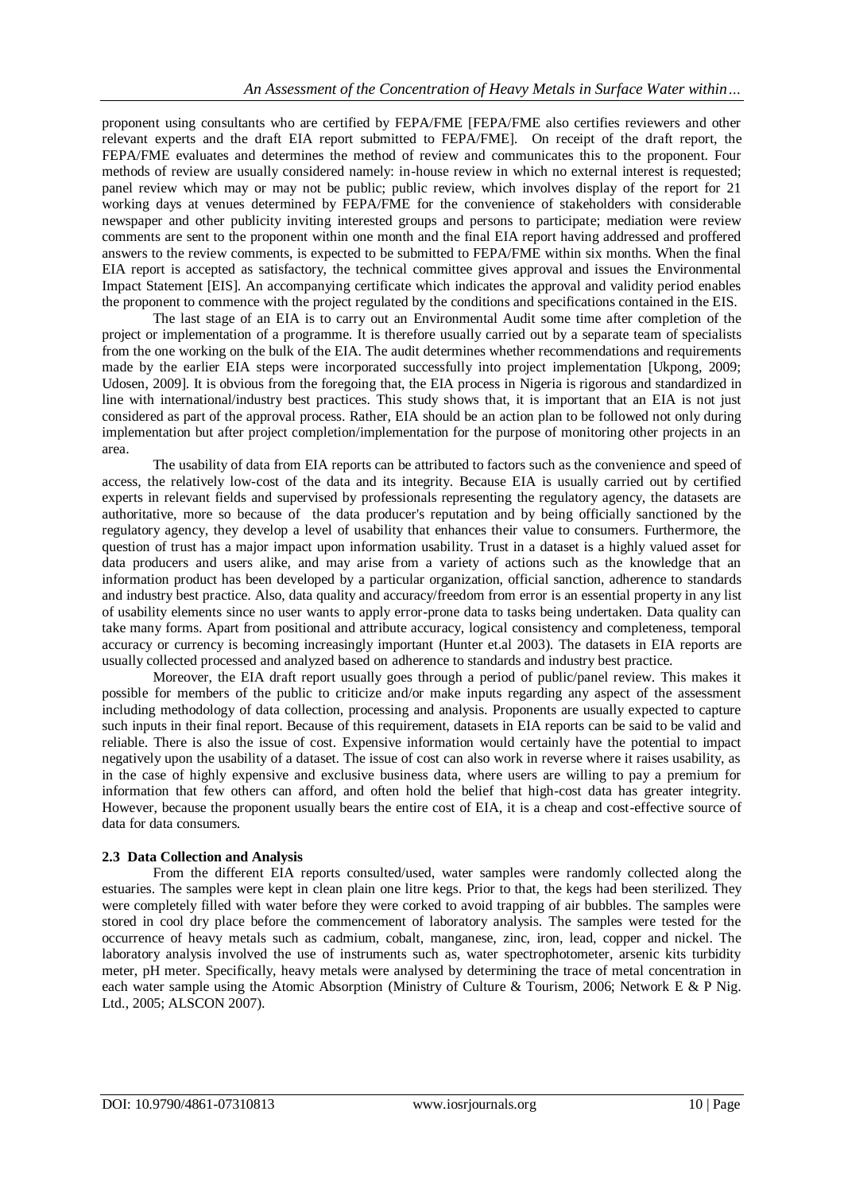proponent using consultants who are certified by FEPA/FME [FEPA/FME also certifies reviewers and other relevant experts and the draft EIA report submitted to FEPA/FME]. On receipt of the draft report, the FEPA/FME evaluates and determines the method of review and communicates this to the proponent. Four methods of review are usually considered namely: in-house review in which no external interest is requested; panel review which may or may not be public; public review, which involves display of the report for 21 working days at venues determined by FEPA/FME for the convenience of stakeholders with considerable newspaper and other publicity inviting interested groups and persons to participate; mediation were review comments are sent to the proponent within one month and the final EIA report having addressed and proffered answers to the review comments, is expected to be submitted to FEPA/FME within six months. When the final EIA report is accepted as satisfactory, the technical committee gives approval and issues the Environmental Impact Statement [EIS]. An accompanying certificate which indicates the approval and validity period enables the proponent to commence with the project regulated by the conditions and specifications contained in the EIS.

The last stage of an EIA is to carry out an Environmental Audit some time after completion of the project or implementation of a programme. It is therefore usually carried out by a separate team of specialists from the one working on the bulk of the EIA. The audit determines whether recommendations and requirements made by the earlier EIA steps were incorporated successfully into project implementation [Ukpong, 2009; Udosen, 2009]. It is obvious from the foregoing that, the EIA process in Nigeria is rigorous and standardized in line with international/industry best practices. This study shows that, it is important that an EIA is not just considered as part of the approval process. Rather, EIA should be an action plan to be followed not only during implementation but after project completion/implementation for the purpose of monitoring other projects in an area.

The usability of data from EIA reports can be attributed to factors such as the convenience and speed of access, the relatively low-cost of the data and its integrity. Because EIA is usually carried out by certified experts in relevant fields and supervised by professionals representing the regulatory agency, the datasets are authoritative, more so because of the data producer's reputation and by being officially sanctioned by the regulatory agency, they develop a level of usability that enhances their value to consumers. Furthermore, the question of trust has a major impact upon information usability. Trust in a dataset is a highly valued asset for data producers and users alike, and may arise from a variety of actions such as the knowledge that an information product has been developed by a particular organization, official sanction, adherence to standards and industry best practice. Also, data quality and accuracy/freedom from error is an essential property in any list of usability elements since no user wants to apply error-prone data to tasks being undertaken. Data quality can take many forms. Apart from positional and attribute accuracy, logical consistency and completeness, temporal accuracy or currency is becoming increasingly important (Hunter et.al 2003). The datasets in EIA reports are usually collected processed and analyzed based on adherence to standards and industry best practice.

Moreover, the EIA draft report usually goes through a period of public/panel review. This makes it possible for members of the public to criticize and/or make inputs regarding any aspect of the assessment including methodology of data collection, processing and analysis. Proponents are usually expected to capture such inputs in their final report. Because of this requirement, datasets in EIA reports can be said to be valid and reliable. There is also the issue of cost. Expensive information would certainly have the potential to impact negatively upon the usability of a dataset. The issue of cost can also work in reverse where it raises usability, as in the case of highly expensive and exclusive business data, where users are willing to pay a premium for information that few others can afford, and often hold the belief that high-cost data has greater integrity. However, because the proponent usually bears the entire cost of EIA, it is a cheap and cost-effective source of data for data consumers.

### 2.3 Data Collection and Analysis

From the different EIA reports consulted/used, water samples were randomly collected along the estuaries. The samples were kept in clean plain one litre kegs. Prior to that, the kegs had been sterilized. They were completely filled with water before they were corked to avoid trapping of air bubbles. The samples were stored in cool dry place before the commencement of laboratory analysis. The samples were tested for the occurrence of heavy metals such as cadmium, cobalt, manganese, zinc, iron, lead, copper and nickel. The laboratory analysis involved the use of instruments such as, water spectrophotometer, arsenic kits turbidity meter, pH meter. Specifically, heavy metals were analysed by determining the trace of metal concentration in each water sample using the Atomic Absorption (Ministry of Culture & Tourism, 2006; Network E & P Nig. Ltd., 2005; ALSCON 2007).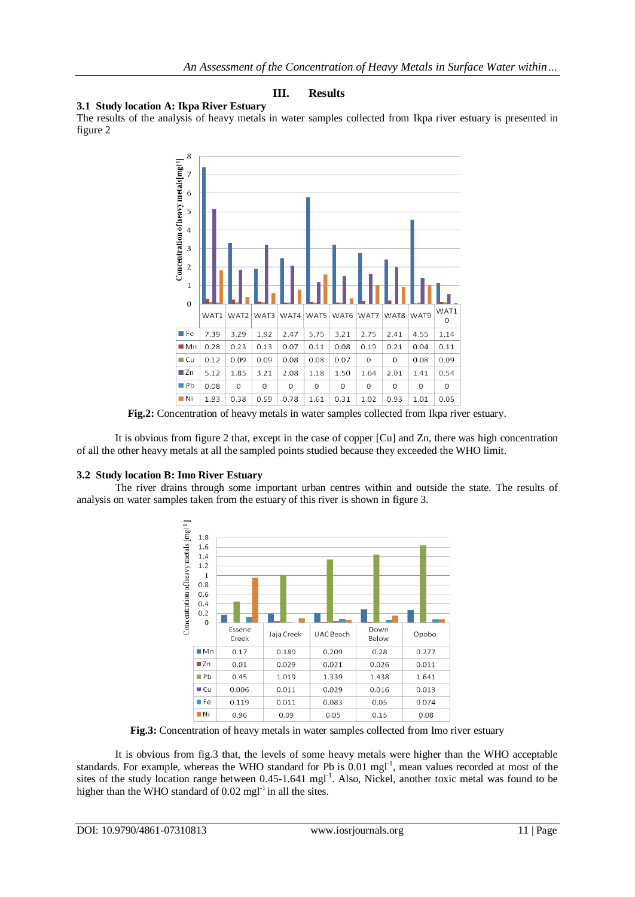## III. Results

### 3.1 Study location A: Ikpa River Estuary

The results of the analysis of heavy metals in water samples collected from Ikpa river estuary is presented in figure 2

|  | WAT1 | WAT2 | WAT3 | WAT4 | WAT5 | WAT6 | WAT7 | WAT8 | WAT9 | WAT10 |
|---|---|---|---|---|---|---|---|---|---|---|
| Fe | 7.39 | 3.29 | 1.92 | 2.47 | 5.75 | 3.21 | 2.75 | 2.41 | 4.55 | 1.14 |
| Mn | 0.28 | 0.23 | 0.13 | 0.07 | 0.11 | 0.08 | 0.19 | 0.21 | 0.04 | 0.11 |
| Cu | 0.12 | 0.09 | 0.09 | 0.08 | 0.08 | 0.07 | 0 | 0 | 0.08 | 0.09 |
| Zn | 5.12 | 1.85 | 3.21 | 2.08 | 1.18 | 1.50 | 1.64 | 2.01 | 1.41 | 0.54 |
| Pb | 0.08 | 0 | 0 | 0 | 0 | 0 | 0 | 0 | 0 | 0 |
| Ni | 1.83 | 0.38 | 0.59 | 0.78 | 1.61 | 0.31 | 1.02 | 0.93 | 1.01 | 0.05 |

**Fig.2:** Concentration of heavy metals in water samples collected from Ikpa river estuary.

It is obvious from figure 2 that, except in the case of copper [Cu] and Zn, there was high concentration of all the other heavy metals at all the sampled points studied because they exceeded the WHO limit.

### 3.2 Study location B: Imo River Estuary

The river drains through some important urban centres within and outside the state. The results of analysis on water samples taken from the estuary of this river is shown in figure 3.

|  | Essene Creek | Jaja Creek | UAC Beach | Down Below | Opobo |
|---|---|---|---|---|---|
| Mn | 0.17 | 0.189 | 0.209 | 0.28 | 0.277 |
| Zn | 0.01 | 0.029 | 0.021 | 0.026 | 0.011 |
| Pb | 0.45 | 1.019 | 1.339 | 1.438 | 1.641 |
| Cu | 0.006 | 0.011 | 0.029 | 0.016 | 0.013 |
| Fe | 0.119 | 0.011 | 0.083 | 0.05 | 0.074 |
| Ni | 0.96 | 0.09 | 0.05 | 0.15 | 0.08 |

**Fig.3:** Concentration of heavy metals in water samples collected from Imo river estuary

It is obvious from fig.3 that, the levels of some heavy metals were higher than the WHO acceptable standards. For example, whereas the WHO standard for Pb is 0.01 $mgl^{-1}$, mean values recorded at most of the sites of the study location range between 0.45-1.641 $mgl^{-1}$. Also, Nickel, another toxic metal was found to be higher than the WHO standard of 0.02 $mgl^{-1}$ in all the sites.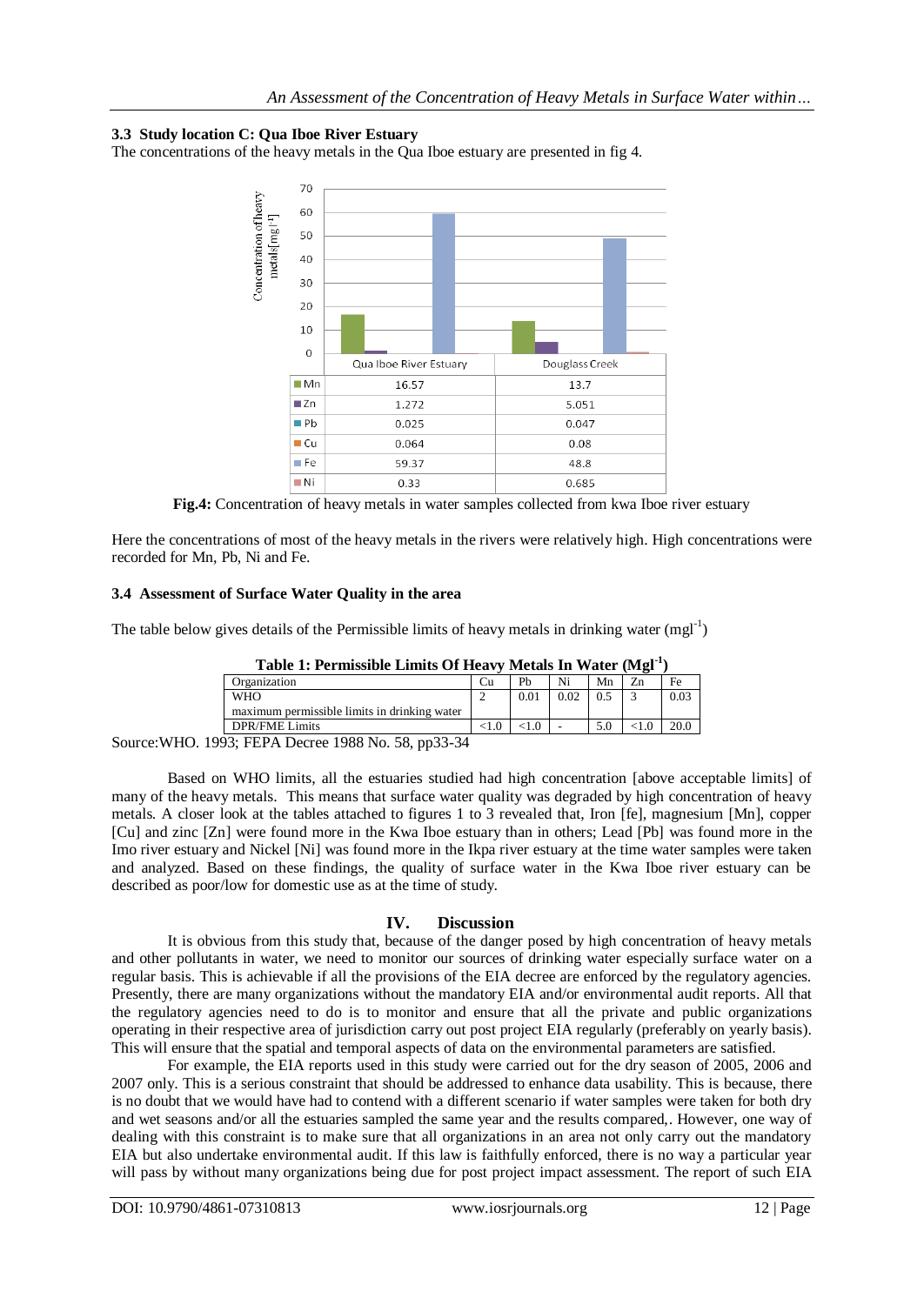### 3.3 Study location C: Qua Iboe River Estuary

The concentrations of the heavy metals in the Qua Iboe estuary are presented in fig 4.

| | Qua Iboe River Estuary | Douglass Creek |
|---|---|---|
| Mn | 16.57 | 13.7 |
| Zn | 1.272 | 5.051 |
| Pb | 0.025 | 0.047 |
| Cu | 0.064 | 0.08 |
| Fe | 59.37 | 48.8 |
| Ni | 0.33 | 0.685 |

**Fig.4:** Concentration of heavy metals in water samples collected from kwa Iboe river estuary

Here the concentrations of most of the heavy metals in the rivers were relatively high. High concentrations were recorded for Mn, Pb, Ni and Fe.

### 3.4 Assessment of Surface Water Quality in the area

The table below gives details of the Permissible limits of heavy metals in drinking water ($mgl^{-1}$)

**Table 1: Permissible Limits Of Heavy Metals In Water ($Mgl^{-1}$)**

| Organization | Cu | Pb | Ni | Mn | Zn | Fe |
|---|---|---|---|---|---|---|
| WHO maximum permissible limits in drinking water | 2 | 0.01 | 0.02 | 0.5 | 3 | 0.03 |
| DPR/FME Limits | <1.0 | <1.0 | - | 5.0 | <1.0 | 20.0 |

Source:WHO. 1993; FEPA Decree 1988 No. 58, pp33-34

Based on WHO limits, all the estuaries studied had high concentration [above acceptable limits] of many of the heavy metals. This means that surface water quality was degraded by high concentration of heavy metals. A closer look at the tables attached to figures 1 to 3 revealed that, Iron [fe], magnesium [Mn], copper [Cu] and zinc [Zn] were found more in the Kwa Iboe estuary than in others; Lead [Pb] was found more in the Imo river estuary and Nickel [Ni] was found more in the Ikpa river estuary at the time water samples were taken and analyzed. Based on these findings, the quality of surface water in the Kwa Iboe river estuary can be described as poor/low for domestic use as at the time of study.

## IV. Discussion

It is obvious from this study that, because of the danger posed by high concentration of heavy metals and other pollutants in water, we need to monitor our sources of drinking water especially surface water on a regular basis. This is achievable if all the provisions of the EIA decree are enforced by the regulatory agencies. Presently, there are many organizations without the mandatory EIA and/or environmental audit reports. All that the regulatory agencies need to do is to monitor and ensure that all the private and public organizations operating in their respective area of jurisdiction carry out post project EIA regularly (preferably on yearly basis). This will ensure that the spatial and temporal aspects of data on the environmental parameters are satisfied.

For example, the EIA reports used in this study were carried out for the dry season of 2005, 2006 and 2007 only. This is a serious constraint that should be addressed to enhance data usability. This is because, there is no doubt that we would have had to contend with a different scenario if water samples were taken for both dry and wet seasons and/or all the estuaries sampled the same year and the results compared,. However, one way of dealing with this constraint is to make sure that all organizations in an area not only carry out the mandatory EIA but also undertake environmental audit. If this law is faithfully enforced, there is no way a particular year will pass by without many organizations being due for post project impact assessment. The report of such EIA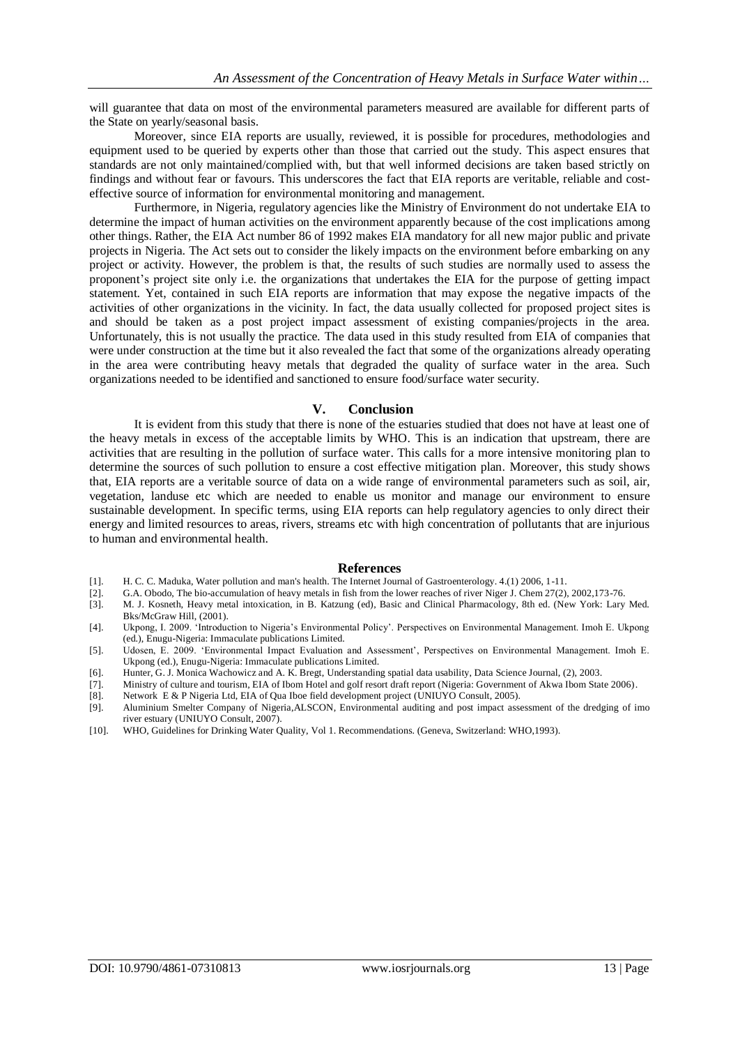will guarantee that data on most of the environmental parameters measured are available for different parts of the State on yearly/seasonal basis.

Moreover, since EIA reports are usually, reviewed, it is possible for procedures, methodologies and equipment used to be queried by experts other than those that carried out the study. This aspect ensures that standards are not only maintained/complied with, but that well informed decisions are taken based strictly on findings and without fear or favours. This underscores the fact that EIA reports are veritable, reliable and cost-effective source of information for environmental monitoring and management.

Furthermore, in Nigeria, regulatory agencies like the Ministry of Environment do not undertake EIA to determine the impact of human activities on the environment apparently because of the cost implications among other things. Rather, the EIA Act number 86 of 1992 makes EIA mandatory for all new major public and private projects in Nigeria. The Act sets out to consider the likely impacts on the environment before embarking on any project or activity. However, the problem is that, the results of such studies are normally used to assess the proponent's project site only i.e. the organizations that undertakes the EIA for the purpose of getting impact statement. Yet, contained in such EIA reports are information that may expose the negative impacts of the activities of other organizations in the vicinity. In fact, the data usually collected for proposed project sites is and should be taken as a post project impact assessment of existing companies/projects in the area. Unfortunately, this is not usually the practice. The data used in this study resulted from EIA of companies that were under construction at the time but it also revealed the fact that some of the organizations already operating in the area were contributing heavy metals that degraded the quality of surface water in the area. Such organizations needed to be identified and sanctioned to ensure food/surface water security.

## V. Conclusion

It is evident from this study that there is none of the estuaries studied that does not have at least one of the heavy metals in excess of the acceptable limits by WHO. This is an indication that upstream, there are activities that are resulting in the pollution of surface water. This calls for a more intensive monitoring plan to determine the sources of such pollution to ensure a cost effective mitigation plan. Moreover, this study shows that, EIA reports are a veritable source of data on a wide range of environmental parameters such as soil, air, vegetation, landuse etc which are needed to enable us monitor and manage our environment to ensure sustainable development. In specific terms, using EIA reports can help regulatory agencies to only direct their energy and limited resources to areas, rivers, streams etc with high concentration of pollutants that are injurious to human and environmental health.

## References

[1]. H. C. C. Maduka, Water pollution and man's health. The Internet Journal of Gastroenterology. 4.(1) 2006, 1-11.

[2]. G.A. Obodo, The bio-accumulation of heavy metals in fish from the lower reaches of river Niger J. Chem 27(2), 2002,173-76.

[3]. M. J. Kosneth, Heavy metal intoxication, in B. Katzung (ed), Basic and Clinical Pharmacology, 8th ed. (New York: Lary Med. Bks/McGraw Hill, (2001).

[4]. Ukpong, I. 2009. 'Introduction to Nigeria's Environmental Policy'. Perspectives on Environmental Management. Imoh E. Ukpong (ed.), Enugu-Nigeria: Immaculate publications Limited.

[5]. Udosen, E. 2009. 'Environmental Impact Evaluation and Assessment', Perspectives on Environmental Management. Imoh E. Ukpong (ed.), Enugu-Nigeria: Immaculate publications Limited.

[6]. Hunter, G. J. Monica Wachowicz and A. K. Bregt, Understanding spatial data usability, Data Science Journal, (2), 2003.

[7]. Ministry of culture and tourism, EIA of Ibom Hotel and golf resort draft report (Nigeria: Government of Akwa Ibom State 2006).

[8]. Network E & P Nigeria Ltd, EIA of Qua Iboe field development project (UNIUYO Consult, 2005).

[9]. Aluminium Smelter Company of Nigeria,ALSCON, Environmental auditing and post impact assessment of the dredging of imo river estuary (UNIUYO Consult, 2007).

[10]. WHO, Guidelines for Drinking Water Quality, Vol 1. Recommendations. (Geneva, Switzerland: WHO,1993).